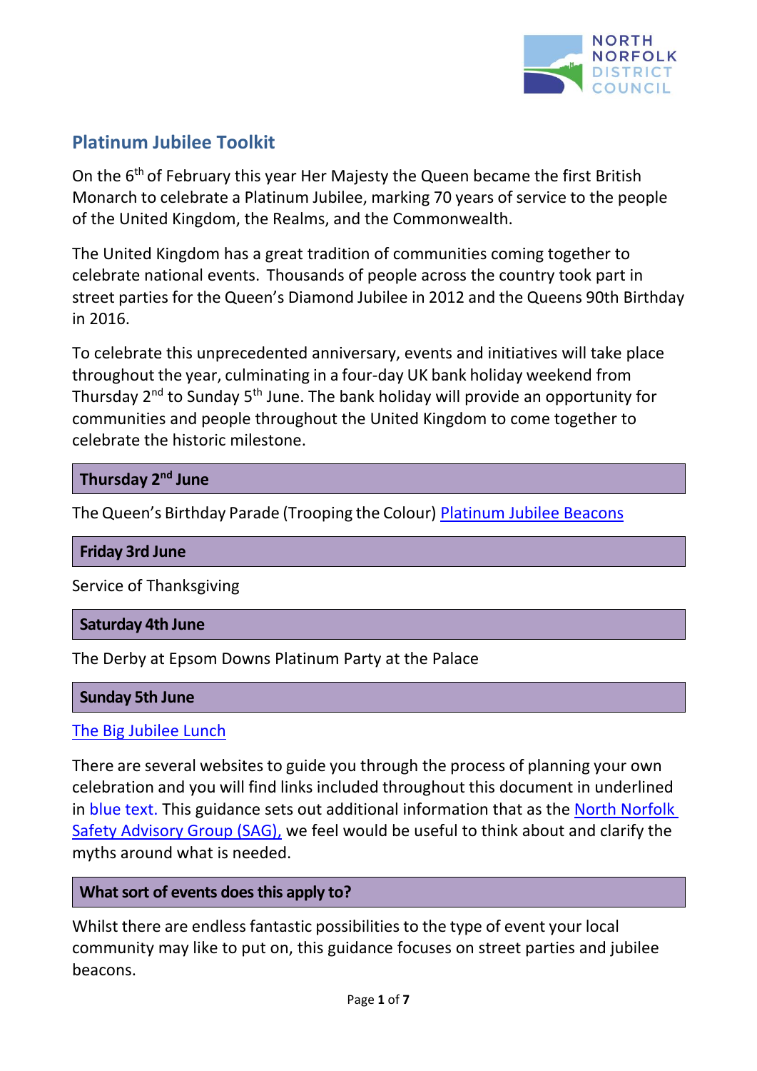# Platinum Jubilee Toolkit

On the 6th of February this year Her Majesty the Queen became the first British Monarch to celebrate a Platinum Jubilee, marking 70 years of service to the people of the United Kingdom, the Realms, and the Commonwealth.

The United Kingdom has a great tradition of communities coming together to celebrate national events. Thousands of people across the country took part in street parties for the Queen's Diamond Jubilee in 2012 and the Queens 90th Birthday in 2016.

To celebrate this unprecedented anniversary, events and initiatives will take place throughout the year, culminating in a four-day UK bank holiday weekend from Thursday 2nd to Sunday 5th June. The bank holiday will provide an opportunity for communities and people throughout the United Kingdom to come together to celebrate the historic milestone.

## Thursday 2nd June

The Queen's Birthday Parade (Trooping the Colour) Platinum Jubilee Beacons

## Friday 3rd June

Service of Thanksgiving

## Saturday 4th June

The Derby at Epsom Downs Platinum Party at the Palace

## Sunday 5th June

The Big Jubilee Lunch

There are several websites to guide you through the process of planning your own celebration and you will find links included throughout this document in underlined in blue text. This guidance sets out additional information that as the North Norfolk Safety Advisory Group (SAG), we feel would be useful to think about and clarify the myths around what is needed.

## What sort of events does this apply to?

Whilst there are endless fantastic possibilities to the type of event your local community may like to put on, this guidance focuses on street parties and jubilee beacons.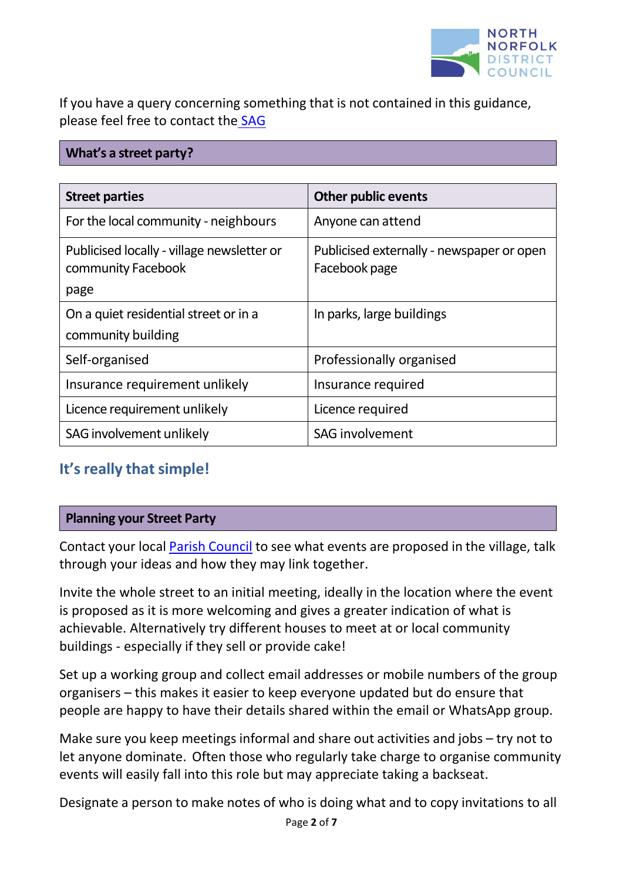If you have a query concerning something that is not contained in this guidance, please feel free to contact the SAG

## What's a street party?

| Street parties | Other public events |
|---|---|
| For the local community - neighbours | Anyone can attend |
| Publicised locally - village newsletter or community Facebook page | Publicised externally - newspaper or open Facebook page |
| On a quiet residential street or in a community building | In parks, large buildings |
| Self-organised | Professionally organised |
| Insurance requirement unlikely | Insurance required |
| Licence requirement unlikely | Licence required |
| SAG involvement unlikely | SAG involvement |

### It's really that simple!

## Planning your Street Party

Contact your local Parish Council to see what events are proposed in the village, talk through your ideas and how they may link together.

Invite the whole street to an initial meeting, ideally in the location where the event is proposed as it is more welcoming and gives a greater indication of what is achievable. Alternatively try different houses to meet at or local community buildings - especially if they sell or provide cake!

Set up a working group and collect email addresses or mobile numbers of the group organisers – this makes it easier to keep everyone updated but do ensure that people are happy to have their details shared within the email or WhatsApp group.

Make sure you keep meetings informal and share out activities and jobs – try not to let anyone dominate. Often those who regularly take charge to organise community events will easily fall into this role but may appreciate taking a backseat.

Designate a person to make notes of who is doing what and to copy invitations to all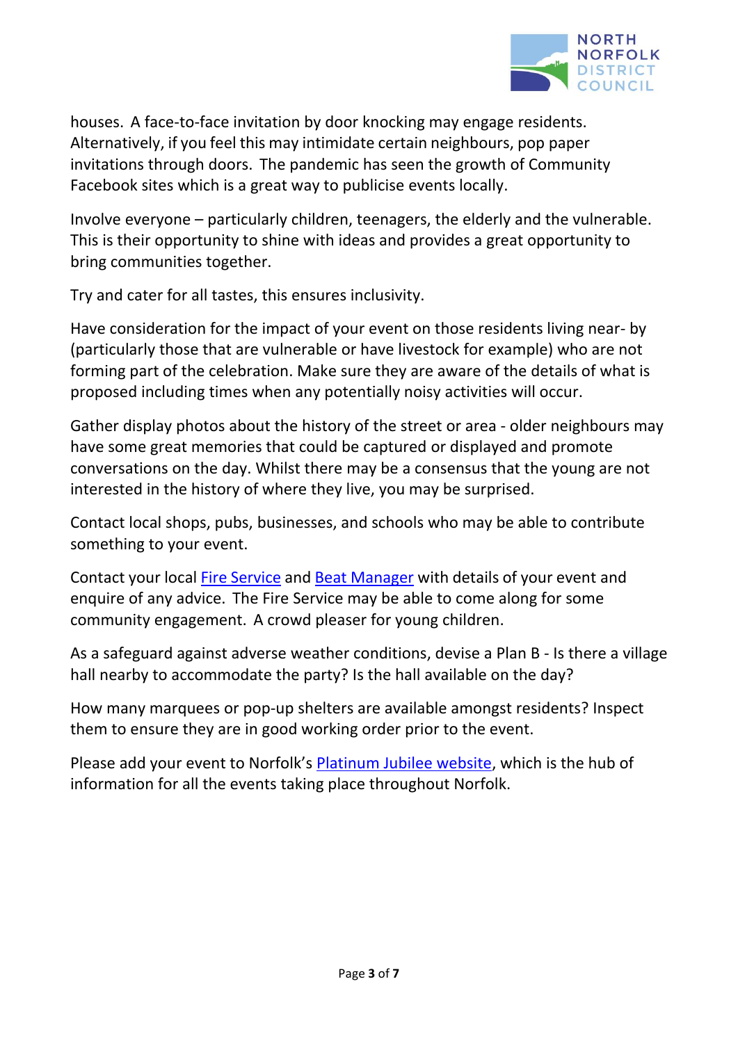houses. A face-to-face invitation by door knocking may engage residents. Alternatively, if you feel this may intimidate certain neighbours, pop paper invitations through doors. The pandemic has seen the growth of Community Facebook sites which is a great way to publicise events locally.

Involve everyone – particularly children, teenagers, the elderly and the vulnerable. This is their opportunity to shine with ideas and provides a great opportunity to bring communities together.

Try and cater for all tastes, this ensures inclusivity.

Have consideration for the impact of your event on those residents living near- by (particularly those that are vulnerable or have livestock for example) who are not forming part of the celebration. Make sure they are aware of the details of what is proposed including times when any potentially noisy activities will occur.

Gather display photos about the history of the street or area - older neighbours may have some great memories that could be captured or displayed and promote conversations on the day. Whilst there may be a consensus that the young are not interested in the history of where they live, you may be surprised.

Contact local shops, pubs, businesses, and schools who may be able to contribute something to your event.

Contact your local Fire Service and Beat Manager with details of your event and enquire of any advice. The Fire Service may be able to come along for some community engagement. A crowd pleaser for young children.

As a safeguard against adverse weather conditions, devise a Plan B - Is there a village hall nearby to accommodate the party? Is the hall available on the day?

How many marquees or pop-up shelters are available amongst residents? Inspect them to ensure they are in good working order prior to the event.

Please add your event to Norfolk's Platinum Jubilee website, which is the hub of information for all the events taking place throughout Norfolk.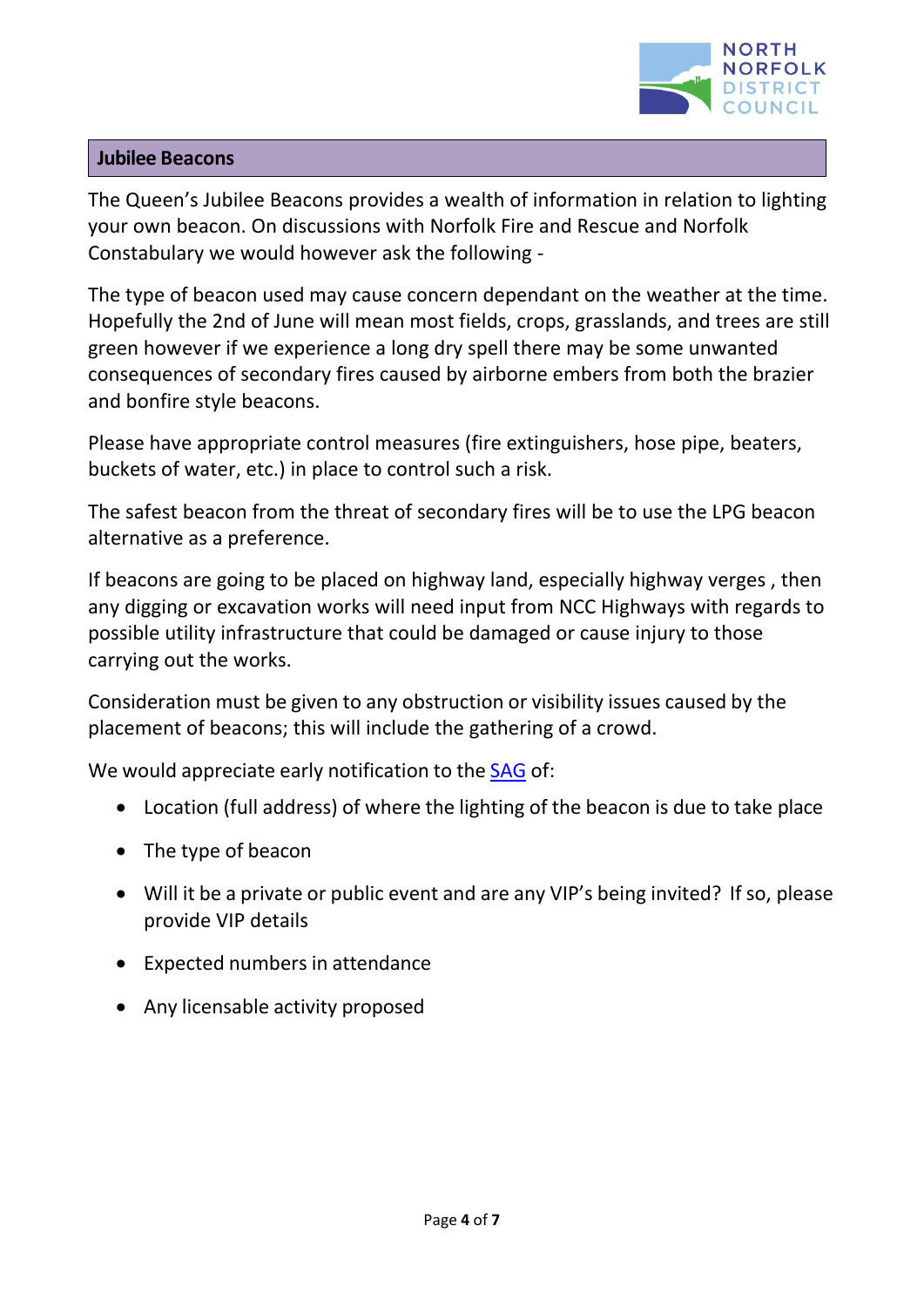## Jubilee Beacons

The Queen's Jubilee Beacons provides a wealth of information in relation to lighting your own beacon. On discussions with Norfolk Fire and Rescue and Norfolk Constabulary we would however ask the following -

The type of beacon used may cause concern dependant on the weather at the time. Hopefully the 2nd of June will mean most fields, crops, grasslands, and trees are still green however if we experience a long dry spell there may be some unwanted consequences of secondary fires caused by airborne embers from both the brazier and bonfire style beacons.

Please have appropriate control measures (fire extinguishers, hose pipe, beaters, buckets of water, etc.) in place to control such a risk.

The safest beacon from the threat of secondary fires will be to use the LPG beacon alternative as a preference.

If beacons are going to be placed on highway land, especially highway verges , then any digging or excavation works will need input from NCC Highways with regards to possible utility infrastructure that could be damaged or cause injury to those carrying out the works.

Consideration must be given to any obstruction or visibility issues caused by the placement of beacons; this will include the gathering of a crowd.

We would appreciate early notification to the SAG of:

- Location (full address) of where the lighting of the beacon is due to take place
- The type of beacon
- Will it be a private or public event and are any VIP's being invited? If so, please provide VIP details
- Expected numbers in attendance
- Any licensable activity proposed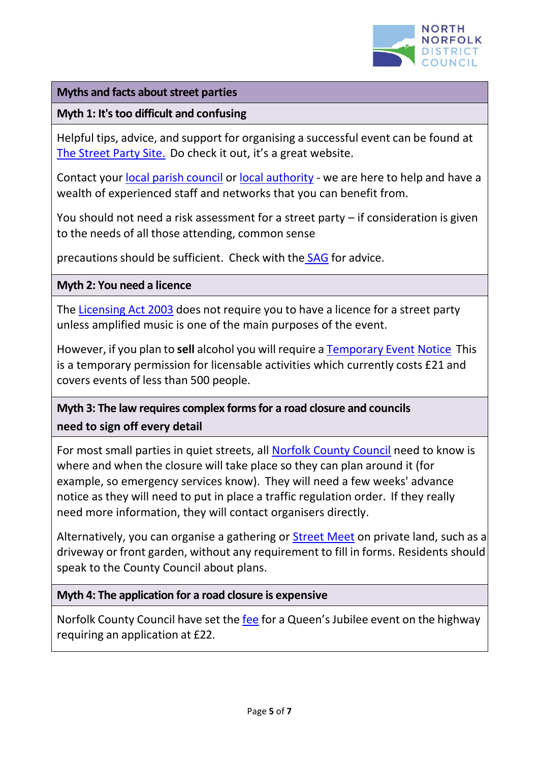## Myths and facts about street parties

### Myth 1: It's too difficult and confusing

Helpful tips, advice, and support for organising a successful event can be found at The Street Party Site. Do check it out, it's a great website.

Contact your local parish council or local authority - we are here to help and have a wealth of experienced staff and networks that you can benefit from.

You should not need a risk assessment for a street party – if consideration is given to the needs of all those attending, common sense

precautions should be sufficient. Check with the SAG for advice.

### Myth 2: You need a licence

The Licensing Act 2003 does not require you to have a licence for a street party unless amplified music is one of the main purposes of the event.

However, if you plan to **sell** alcohol you will require a Temporary Event Notice This is a temporary permission for licensable activities which currently costs £21 and covers events of less than 500 people.

### Myth 3: The law requires complex forms for a road closure and councils need to sign off every detail

For most small parties in quiet streets, all Norfolk County Council need to know is where and when the closure will take place so they can plan around it (for example, so emergency services know). They will need a few weeks' advance notice as they will need to put in place a traffic regulation order. If they really need more information, they will contact organisers directly.

Alternatively, you can organise a gathering or Street Meet on private land, such as a driveway or front garden, without any requirement to fill in forms. Residents should speak to the County Council about plans.

### Myth 4: The application for a road closure is expensive

Norfolk County Council have set the fee for a Queen's Jubilee event on the highway requiring an application at £22.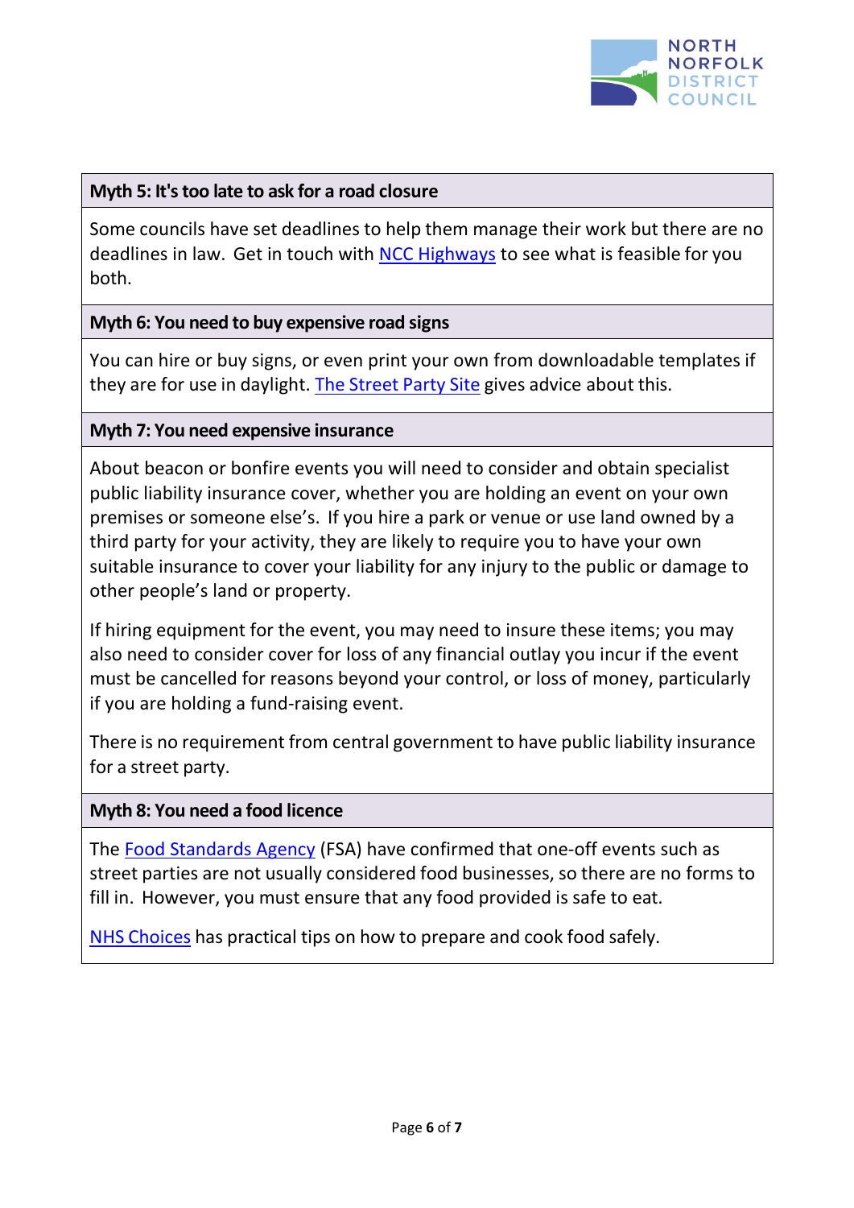**Myth 5: It's too late to ask for a road closure**

Some councils have set deadlines to help them manage their work but there are no deadlines in law. Get in touch with NCC Highways to see what is feasible for you both.

**Myth 6: You need to buy expensive road signs**

You can hire or buy signs, or even print your own from downloadable templates if they are for use in daylight. The Street Party Site gives advice about this.

**Myth 7: You need expensive insurance**

About beacon or bonfire events you will need to consider and obtain specialist public liability insurance cover, whether you are holding an event on your own premises or someone else's. If you hire a park or venue or use land owned by a third party for your activity, they are likely to require you to have your own suitable insurance to cover your liability for any injury to the public or damage to other people's land or property.

If hiring equipment for the event, you may need to insure these items; you may also need to consider cover for loss of any financial outlay you incur if the event must be cancelled for reasons beyond your control, or loss of money, particularly if you are holding a fund-raising event.

There is no requirement from central government to have public liability insurance for a street party.

**Myth 8: You need a food licence**

The Food Standards Agency (FSA) have confirmed that one-off events such as street parties are not usually considered food businesses, so there are no forms to fill in. However, you must ensure that any food provided is safe to eat.

NHS Choices has practical tips on how to prepare and cook food safely.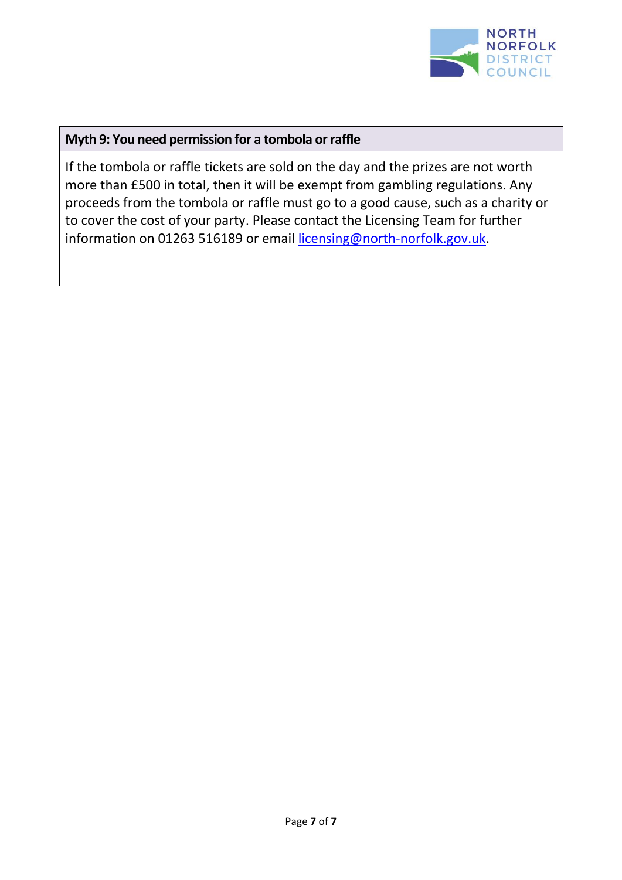**Myth 9: You need permission for a tombola or raffle**

If the tombola or raffle tickets are sold on the day and the prizes are not worth more than £500 in total, then it will be exempt from gambling regulations. Any proceeds from the tombola or raffle must go to a good cause, such as a charity or to cover the cost of your party. Please contact the Licensing Team for further information on 01263 516189 or email licensing@north-norfolk.gov.uk.